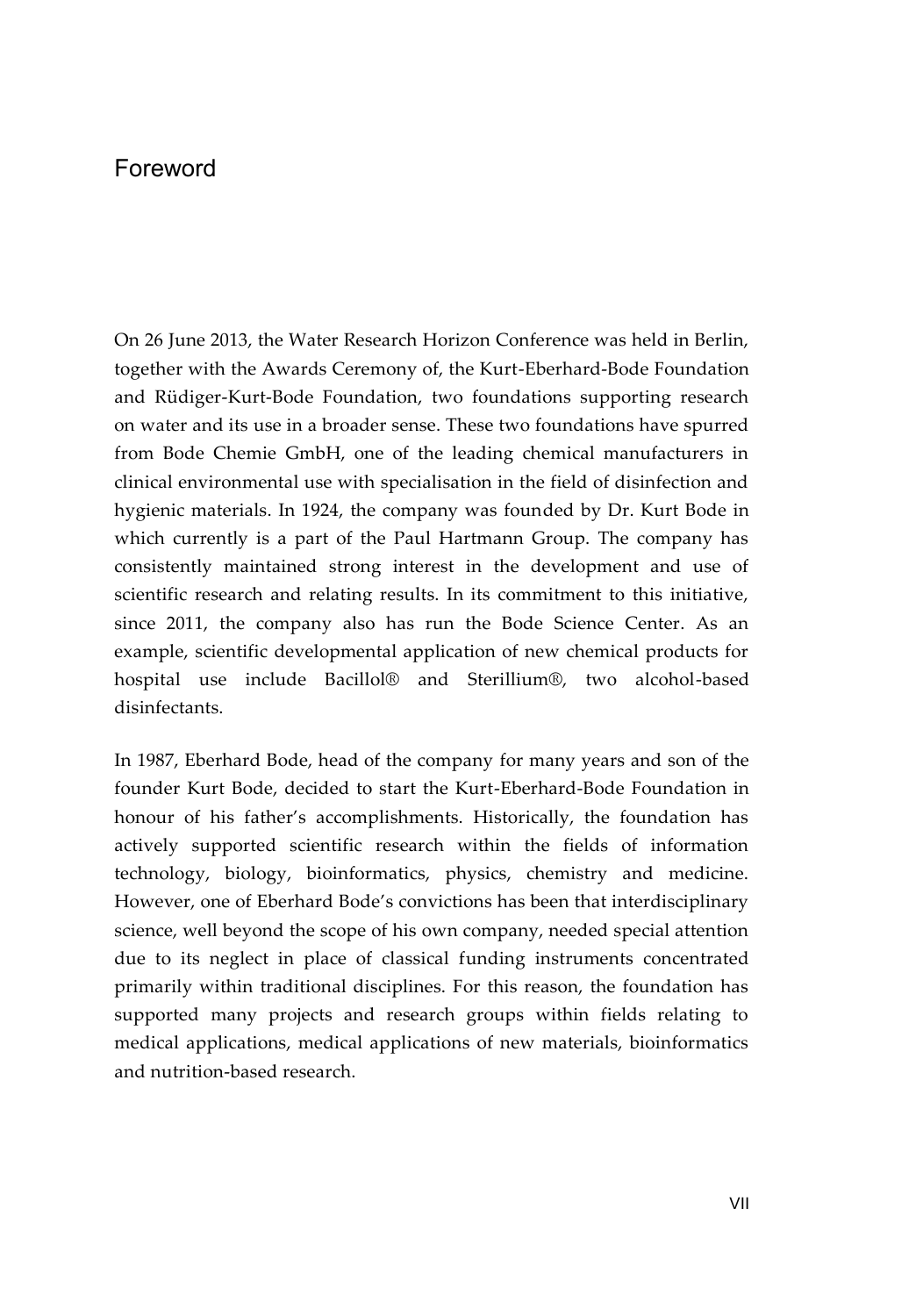# Foreword

On 26 June 2013, the Water Research Horizon Conference was held in Berlin, together with the Awards Ceremony of, the Kurt-Eberhard-Bode Foundation and Rüdiger-Kurt-Bode Foundation, two foundations supporting research on water and its use in a broader sense. These two foundations have spurred from Bode Chemie GmbH, one of the leading chemical manufacturers in clinical environmental use with specialisation in the field of disinfection and hygienic materials. In 1924, the company was founded by Dr. Kurt Bode in which currently is a part of the Paul Hartmann Group. The company has consistently maintained strong interest in the development and use of scientific research and relating results. In its commitment to this initiative, since 2011, the company also has run the Bode Science Center. As an example, scientific developmental application of new chemical products for hospital use include Bacillol® and Sterillium®, two alcohol-based disinfectants.

In 1987, Eberhard Bode, head of the company for many years and son of the founder Kurt Bode, decided to start the Kurt-Eberhard-Bode Foundation in honour of his father's accomplishments. Historically, the foundation has actively supported scientific research within the fields of information technology, biology, bioinformatics, physics, chemistry and medicine. However, one of Eberhard Bode's convictions has been that interdisciplinary science, well beyond the scope of his own company, needed special attention due to its neglect in place of classical funding instruments concentrated primarily within traditional disciplines. For this reason, the foundation has supported many projects and research groups within fields relating to medical applications, medical applications of new materials, bioinformatics and nutrition-based research.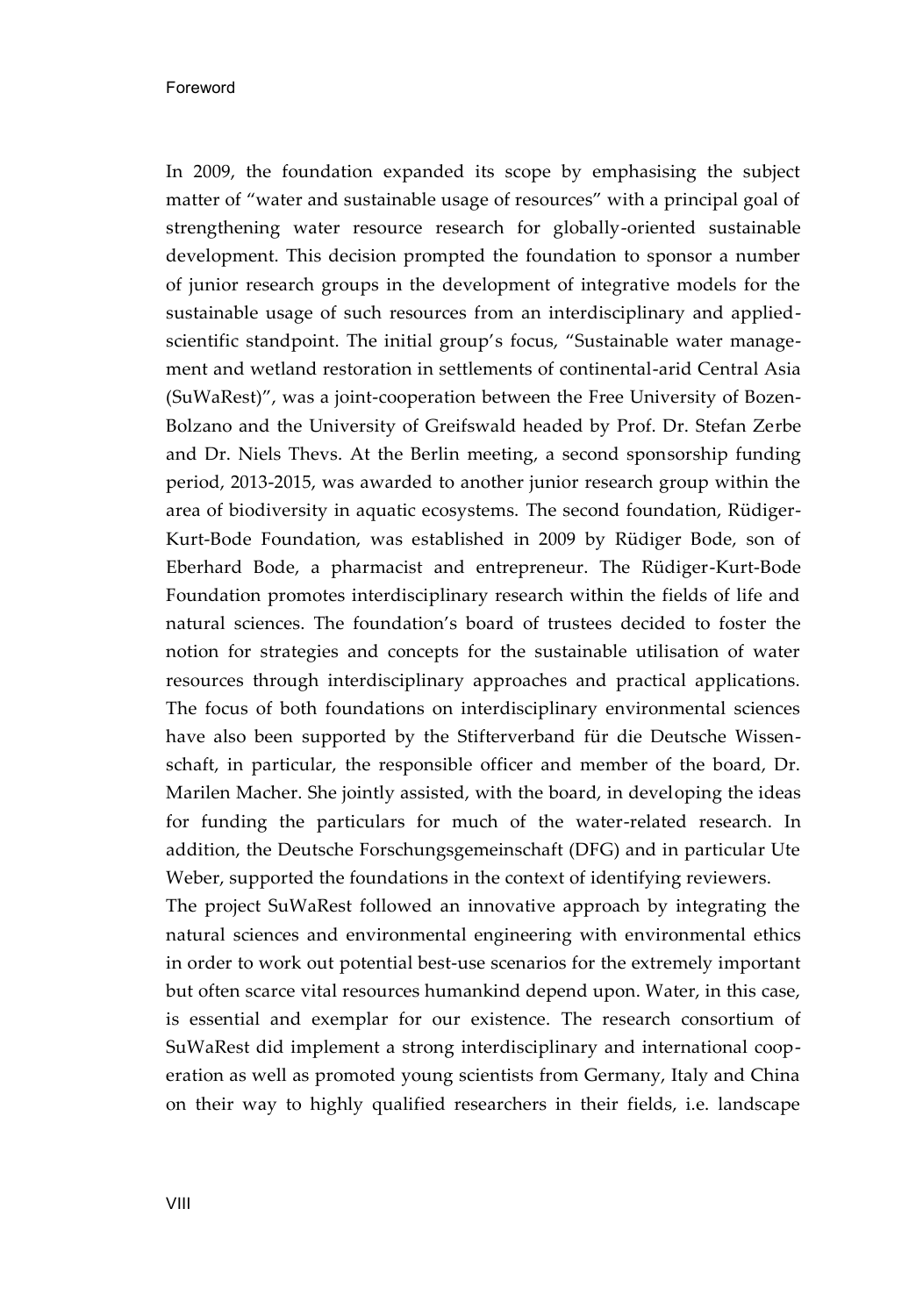In 2009, the foundation expanded its scope by emphasising the subject matter of "water and sustainable usage of resources" with a principal goal of strengthening water resource research for globally-oriented sustainable development. This decision prompted the foundation to sponsor a number of junior research groups in the development of integrative models for the sustainable usage of such resources from an interdisciplinary and applied-scientific standpoint. The initial group's focus, "Sustainable water management and wetland restoration in settlements of continental-arid Central Asia (SuWaRest)", was a joint-cooperation between the Free University of Bozen-Bolzano and the University of Greifswald headed by Prof. Dr. Stefan Zerbe and Dr. Niels Thevs. At the Berlin meeting, a second sponsorship funding period, 2013-2015, was awarded to another junior research group within the area of biodiversity in aquatic ecosystems. The second foundation, Rüdiger-Kurt-Bode Foundation, was established in 2009 by Rüdiger Bode, son of Eberhard Bode, a pharmacist and entrepreneur. The Rüdiger-Kurt-Bode Foundation promotes interdisciplinary research within the fields of life and natural sciences. The foundation's board of trustees decided to foster the notion for strategies and concepts for the sustainable utilisation of water resources through interdisciplinary approaches and practical applications. The focus of both foundations on interdisciplinary environmental sciences have also been supported by the Stifterverband für die Deutsche Wissenschaft, in particular, the responsible officer and member of the board, Dr. Marilen Macher. She jointly assisted, with the board, in developing the ideas for funding the particulars for much of the water-related research. In addition, the Deutsche Forschungsgemeinschaft (DFG) and in particular Ute Weber, supported the foundations in the context of identifying reviewers.

The project SuWaRest followed an innovative approach by integrating the natural sciences and environmental engineering with environmental ethics in order to work out potential best-use scenarios for the extremely important but often scarce vital resources humankind depend upon. Water, in this case, is essential and exemplar for our existence. The research consortium of SuWaRest did implement a strong interdisciplinary and international cooperation as well as promoted young scientists from Germany, Italy and China on their way to highly qualified researchers in their fields, i.e. landscape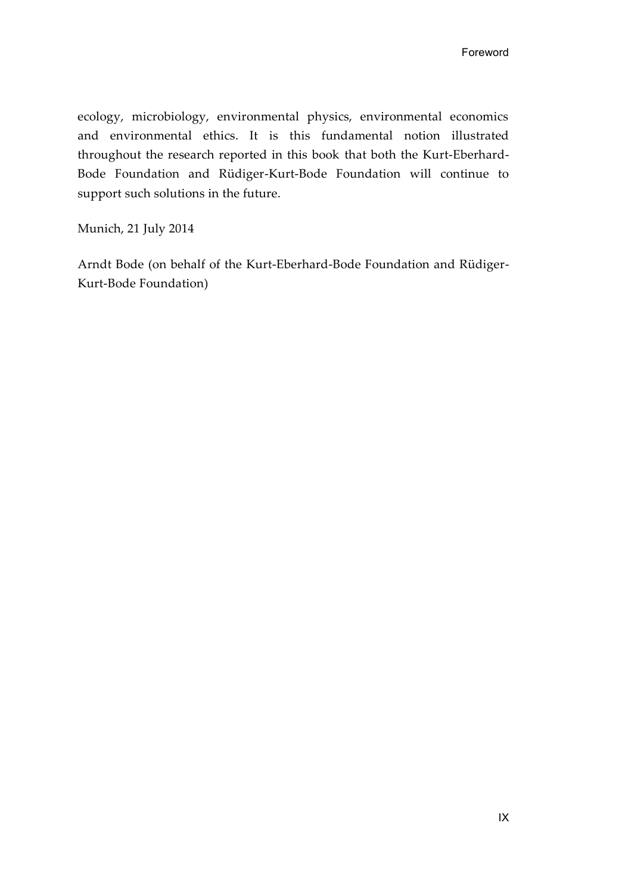ecology, microbiology, environmental physics, environmental economics and environmental ethics. It is this fundamental notion illustrated throughout the research reported in this book that both the Kurt-Eberhard-Bode Foundation and Rüdiger-Kurt-Bode Foundation will continue to support such solutions in the future.

Munich, 21 July 2014

Arndt Bode (on behalf of the Kurt-Eberhard-Bode Foundation and Rüdiger-Kurt-Bode Foundation)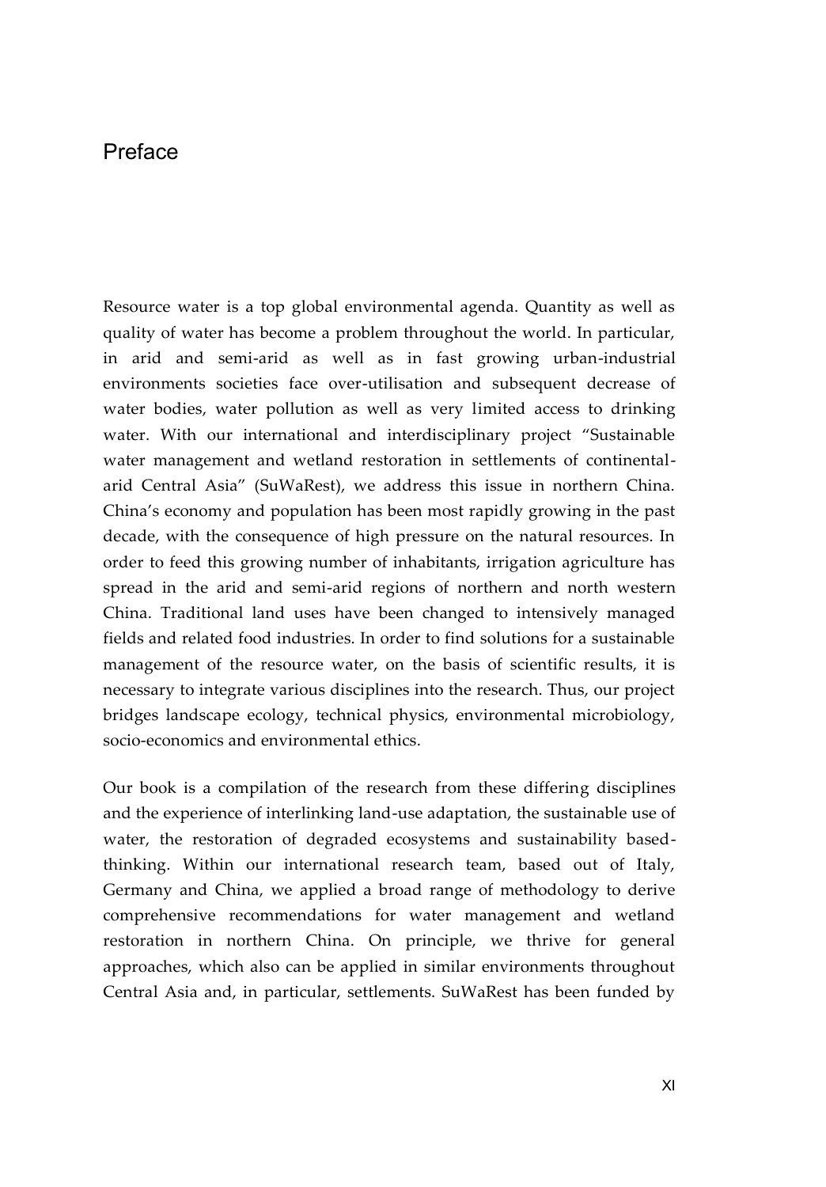# Preface

Resource water is a top global environmental agenda. Quantity as well as quality of water has become a problem throughout the world. In particular, in arid and semi-arid as well as in fast growing urban-industrial environments societies face over-utilisation and subsequent decrease of water bodies, water pollution as well as very limited access to drinking water. With our international and interdisciplinary project "Sustainable water management and wetland restoration in settlements of continental-arid Central Asia" (SuWaRest), we address this issue in northern China. China's economy and population has been most rapidly growing in the past decade, with the consequence of high pressure on the natural resources. In order to feed this growing number of inhabitants, irrigation agriculture has spread in the arid and semi-arid regions of northern and north western China. Traditional land uses have been changed to intensively managed fields and related food industries. In order to find solutions for a sustainable management of the resource water, on the basis of scientific results, it is necessary to integrate various disciplines into the research. Thus, our project bridges landscape ecology, technical physics, environmental microbiology, socio-economics and environmental ethics.

Our book is a compilation of the research from these differing disciplines and the experience of interlinking land-use adaptation, the sustainable use of water, the restoration of degraded ecosystems and sustainability based-thinking. Within our international research team, based out of Italy, Germany and China, we applied a broad range of methodology to derive comprehensive recommendations for water management and wetland restoration in northern China. On principle, we thrive for general approaches, which also can be applied in similar environments throughout Central Asia and, in particular, settlements. SuWaRest has been funded by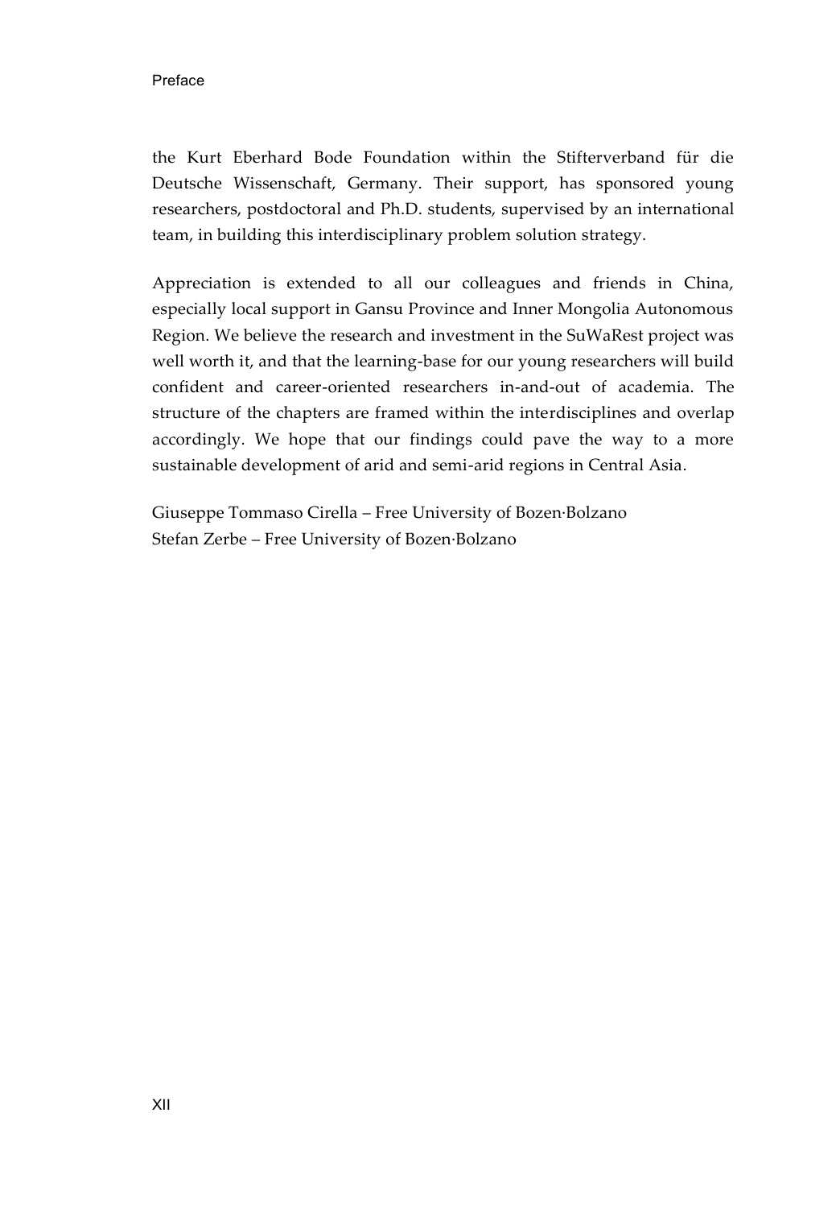the Kurt Eberhard Bode Foundation within the Stifterverband für die Deutsche Wissenschaft, Germany. Their support, has sponsored young researchers, postdoctoral and Ph.D. students, supervised by an international team, in building this interdisciplinary problem solution strategy.

Appreciation is extended to all our colleagues and friends in China, especially local support in Gansu Province and Inner Mongolia Autonomous Region. We believe the research and investment in the SuWaRest project was well worth it, and that the learning-base for our young researchers will build confident and career-oriented researchers in-and-out of academia. The structure of the chapters are framed within the interdisciplines and overlap accordingly. We hope that our findings could pave the way to a more sustainable development of arid and semi-arid regions in Central Asia.

Giuseppe Tommaso Cirella – Free University of Bozen·Bolzano
Stefan Zerbe – Free University of Bozen·Bolzano